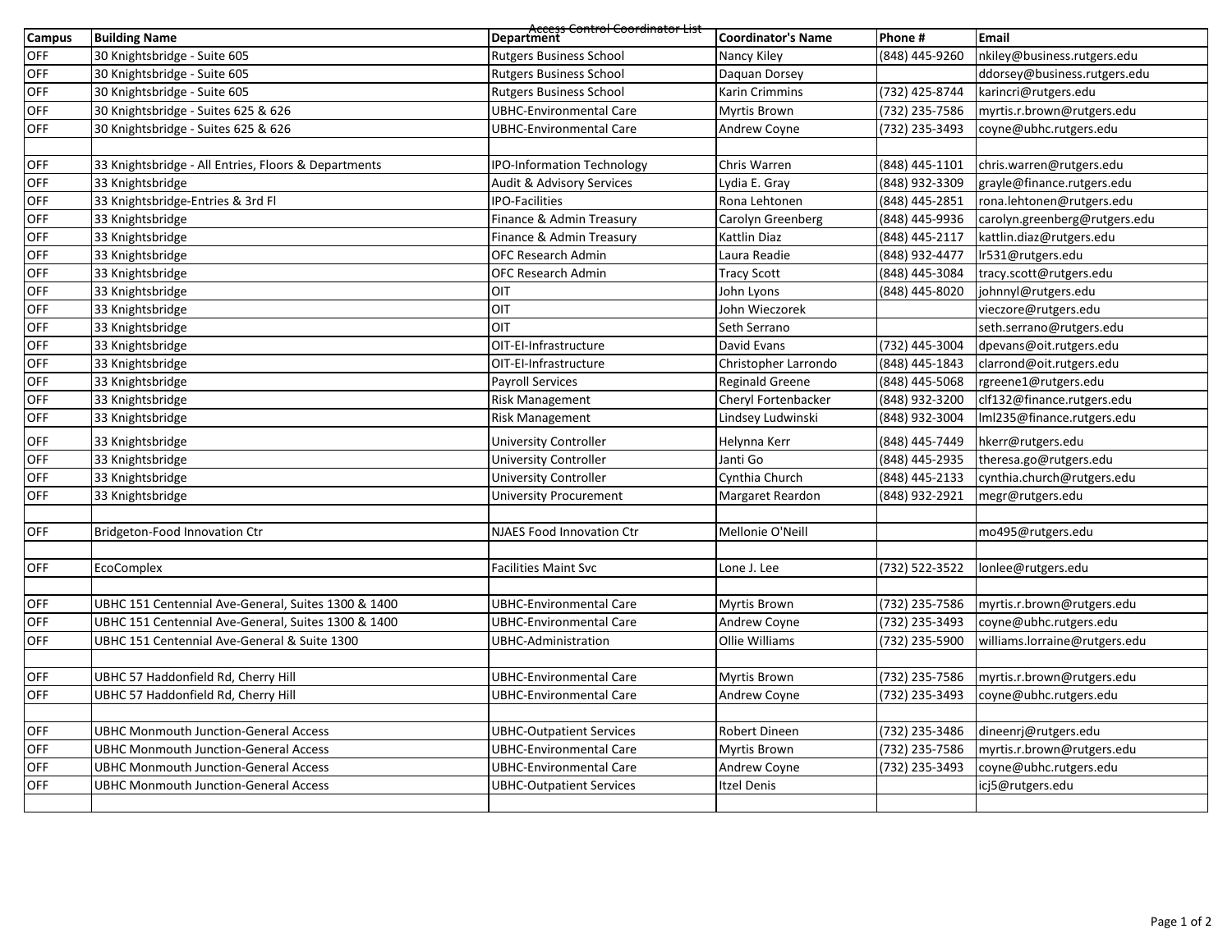# Access Control Coordinator List

| Campus | Building Name | Department | Coordinator's Name | Phone # | Email |
|---|---|---|---|---|---|
| OFF | 30 Knightsbridge - Suite 605 | Rutgers Business School | Nancy Kiley | (848) 445-9260 | nkiley@business.rutgers.edu |
| OFF | 30 Knightsbridge - Suite 605 | Rutgers Business School | Daquan Dorsey | | ddorsey@business.rutgers.edu |
| OFF | 30 Knightsbridge - Suite 605 | Rutgers Business School | Karin Crimmins | (732) 425-8744 | karincri@rutgers.edu |
| OFF | 30 Knightsbridge - Suites 625 & 626 | UBHC-Environmental Care | Myrtis Brown | (732) 235-7586 | myrtis.r.brown@rutgers.edu |
| OFF | 30 Knightsbridge - Suites 625 & 626 | UBHC-Environmental Care | Andrew Coyne | (732) 235-3493 | coyne@ubhc.rutgers.edu |
| | | | | | |
| OFF | 33 Knightsbridge - All Entries, Floors & Departments | IPO-Information Technology | Chris Warren | (848) 445-1101 | chris.warren@rutgers.edu |
| OFF | 33 Knightsbridge | Audit & Advisory Services | Lydia E. Gray | (848) 932-3309 | grayle@finance.rutgers.edu |
| OFF | 33 Knightsbridge-Entries & 3rd Fl | IPO-Facilities | Rona Lehtonen | (848) 445-2851 | rona.lehtonen@rutgers.edu |
| OFF | 33 Knightsbridge | Finance & Admin Treasury | Carolyn Greenberg | (848) 445-9936 | carolyn.greenberg@rutgers.edu |
| OFF | 33 Knightsbridge | Finance & Admin Treasury | Kattlin Diaz | (848) 445-2117 | kattlin.diaz@rutgers.edu |
| OFF | 33 Knightsbridge | OFC Research Admin | Laura Readie | (848) 932-4477 | lr531@rutgers.edu |
| OFF | 33 Knightsbridge | OFC Research Admin | Tracy Scott | (848) 445-3084 | tracy.scott@rutgers.edu |
| OFF | 33 Knightsbridge | OIT | John Lyons | (848) 445-8020 | johnnyl@rutgers.edu |
| OFF | 33 Knightsbridge | OIT | John Wieczorek | | vieczore@rutgers.edu |
| OFF | 33 Knightsbridge | OIT | Seth Serrano | | seth.serrano@rutgers.edu |
| OFF | 33 Knightsbridge | OIT-EI-Infrastructure | David Evans | (732) 445-3004 | dpevans@oit.rutgers.edu |
| OFF | 33 Knightsbridge | OIT-EI-Infrastructure | Christopher Larrondo | (848) 445-1843 | clarrond@oit.rutgers.edu |
| OFF | 33 Knightsbridge | Payroll Services | Reginald Greene | (848) 445-5068 | rgreene1@rutgers.edu |
| OFF | 33 Knightsbridge | Risk Management | Cheryl Fortenbacker | (848) 932-3200 | clf132@finance.rutgers.edu |
| OFF | 33 Knightsbridge | Risk Management | Lindsey Ludwinski | (848) 932-3004 | lml235@finance.rutgers.edu |
| OFF | 33 Knightsbridge | University Controller | Helynna Kerr | (848) 445-7449 | hkerr@rutgers.edu |
| OFF | 33 Knightsbridge | University Controller | Janti Go | (848) 445-2935 | theresa.go@rutgers.edu |
| OFF | 33 Knightsbridge | University Controller | Cynthia Church | (848) 445-2133 | cynthia.church@rutgers.edu |
| OFF | 33 Knightsbridge | University Procurement | Margaret Reardon | (848) 932-2921 | megr@rutgers.edu |
| | | | | | |
| OFF | Bridgeton-Food Innovation Ctr | NJAES Food Innovation Ctr | Mellonie O'Neill | | mo495@rutgers.edu |
| | | | | | |
| OFF | EcoComplex | Facilities Maint Svc | Lone J. Lee | (732) 522-3522 | lonlee@rutgers.edu |
| | | | | | |
| OFF | UBHC 151 Centennial Ave-General, Suites 1300 & 1400 | UBHC-Environmental Care | Myrtis Brown | (732) 235-7586 | myrtis.r.brown@rutgers.edu |
| OFF | UBHC 151 Centennial Ave-General, Suites 1300 & 1400 | UBHC-Environmental Care | Andrew Coyne | (732) 235-3493 | coyne@ubhc.rutgers.edu |
| OFF | UBHC 151 Centennial Ave-General & Suite 1300 | UBHC-Administration | Ollie Williams | (732) 235-5900 | williams.lorraine@rutgers.edu |
| | | | | | |
| OFF | UBHC 57 Haddonfield Rd, Cherry Hill | UBHC-Environmental Care | Myrtis Brown | (732) 235-7586 | myrtis.r.brown@rutgers.edu |
| OFF | UBHC 57 Haddonfield Rd, Cherry Hill | UBHC-Environmental Care | Andrew Coyne | (732) 235-3493 | coyne@ubhc.rutgers.edu |
| | | | | | |
| OFF | UBHC Monmouth Junction-General Access | UBHC-Outpatient Services | Robert Dineen | (732) 235-3486 | dineenrj@rutgers.edu |
| OFF | UBHC Monmouth Junction-General Access | UBHC-Environmental Care | Myrtis Brown | (732) 235-7586 | myrtis.r.brown@rutgers.edu |
| OFF | UBHC Monmouth Junction-General Access | UBHC-Environmental Care | Andrew Coyne | (732) 235-3493 | coyne@ubhc.rutgers.edu |
| OFF | UBHC Monmouth Junction-General Access | UBHC-Outpatient Services | Itzel Denis | | icj5@rutgers.edu |
| | | | | | |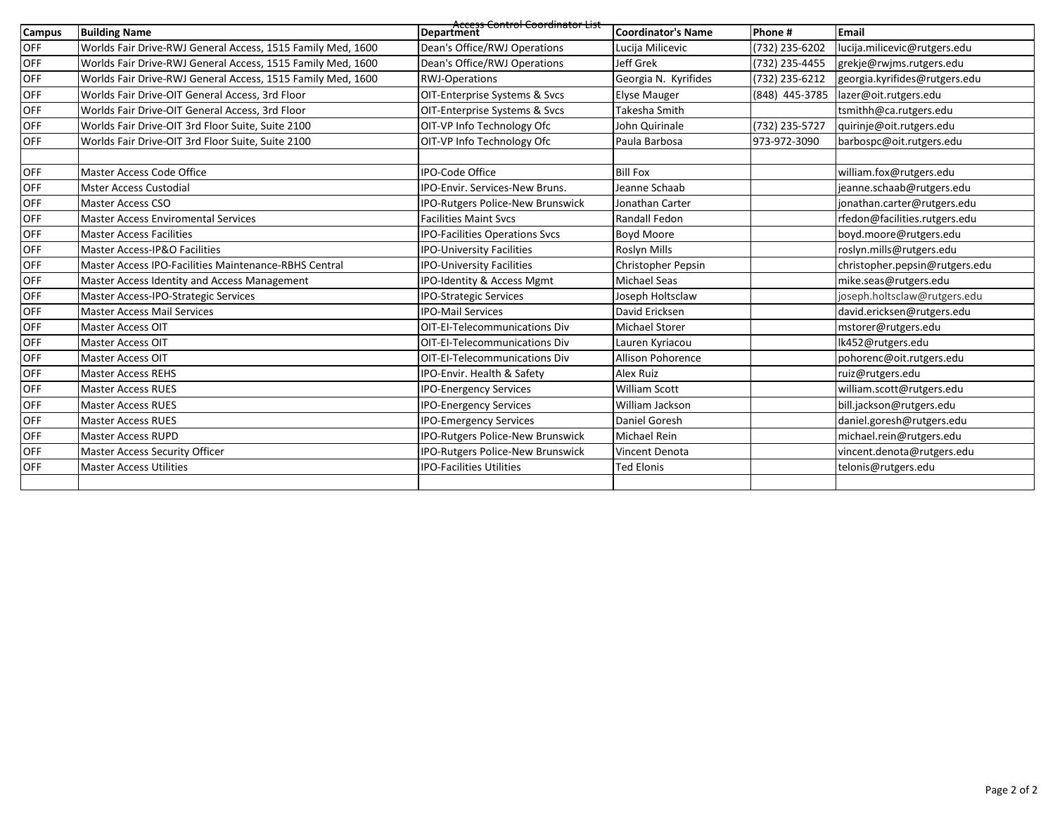Access Control Coordinator List

| Campus | Building Name | Department | Coordinator's Name | Phone # | Email |
|---|---|---|---|---|---|
| OFF | Worlds Fair Drive-RWJ General Access, 1515 Family Med, 1600 | Dean's Office/RWJ Operations | Lucija Milicevic | (732) 235-6202 | lucija.milicevic@rutgers.edu |
| OFF | Worlds Fair Drive-RWJ General Access, 1515 Family Med, 1600 | Dean's Office/RWJ Operations | Jeff Grek | (732) 235-4455 | grekje@rwjms.rutgers.edu |
| OFF | Worlds Fair Drive-RWJ General Access, 1515 Family Med, 1600 | RWJ-Operations | Georgia N. Kyrifides | (732) 235-6212 | georgia.kyrifides@rutgers.edu |
| OFF | Worlds Fair Drive-OIT General Access, 3rd Floor | OIT-Enterprise Systems & Svcs | Elyse Mauger | (848) 445-3785 | lazer@oit.rutgers.edu |
| OFF | Worlds Fair Drive-OIT General Access, 3rd Floor | OIT-Enterprise Systems & Svcs | Takesha Smith | | tsmithh@ca.rutgers.edu |
| OFF | Worlds Fair Drive-OIT 3rd Floor Suite, Suite 2100 | OIT-VP Info Technology Ofc | John Quirinale | (732) 235-5727 | quirinje@oit.rutgers.edu |
| OFF | Worlds Fair Drive-OIT 3rd Floor Suite, Suite 2100 | OIT-VP Info Technology Ofc | Paula Barbosa | 973-972-3090 | barbospc@oit.rutgers.edu |
| | | | | | |
| OFF | Master Access Code Office | IPO-Code Office | Bill Fox | | william.fox@rutgers.edu |
| OFF | Mster Access Custodial | IPO-Envir. Services-New Bruns. | Jeanne Schaab | | jeanne.schaab@rutgers.edu |
| OFF | Master Access CSO | IPO-Rutgers Police-New Brunswick | Jonathan Carter | | jonathan.carter@rutgers.edu |
| OFF | Master Access Enviromental Services | Facilities Maint Svcs | Randall Fedon | | rfedon@facilities.rutgers.edu |
| OFF | Master Access Facilities | IPO-Facilities Operations Svcs | Boyd Moore | | boyd.moore@rutgers.edu |
| OFF | Master Access-IP&O Facilities | IPO-University Facilities | Roslyn Mills | | roslyn.mills@rutgers.edu |
| OFF | Master Access IPO-Facilities Maintenance-RBHS Central | IPO-University Facilities | Christopher Pepsin | | christopher.pepsin@rutgers.edu |
| OFF | Master Access Identity and Access Management | IPO-Identity & Access Mgmt | Michael Seas | | mike.seas@rutgers.edu |
| OFF | Master Access-IPO-Strategic Services | IPO-Strategic Services | Joseph Holtsclaw | | joseph.holtsclaw@rutgers.edu |
| OFF | Master Access Mail Services | IPO-Mail Services | David Ericksen | | david.ericksen@rutgers.edu |
| OFF | Master Access OIT | OIT-EI-Telecommunications Div | Michael Storer | | mstorer@rutgers.edu |
| OFF | Master Access OIT | OIT-EI-Telecommunications Div | Lauren Kyriacou | | lk452@rutgers.edu |
| OFF | Master Access OIT | OIT-EI-Telecommunications Div | Allison Pohorence | | pohorenc@oit.rutgers.edu |
| OFF | Master Access REHS | IPO-Envir. Health & Safety | Alex Ruiz | | ruiz@rutgers.edu |
| OFF | Master Access RUES | IPO-Energency Services | William Scott | | william.scott@rutgers.edu |
| OFF | Master Access RUES | IPO-Energency Services | William Jackson | | bill.jackson@rutgers.edu |
| OFF | Master Access RUES | IPO-Emergency Services | Daniel Goresh | | daniel.goresh@rutgers.edu |
| OFF | Master Access RUPD | IPO-Rutgers Police-New Brunswick | Michael Rein | | michael.rein@rutgers.edu |
| OFF | Master Access Security Officer | IPO-Rutgers Police-New Brunswick | Vincent Denota | | vincent.denota@rutgers.edu |
| OFF | Master Access Utilities | IPO-Facilities Utilities | Ted Elonis | | telonis@rutgers.edu |
| | | | | | |